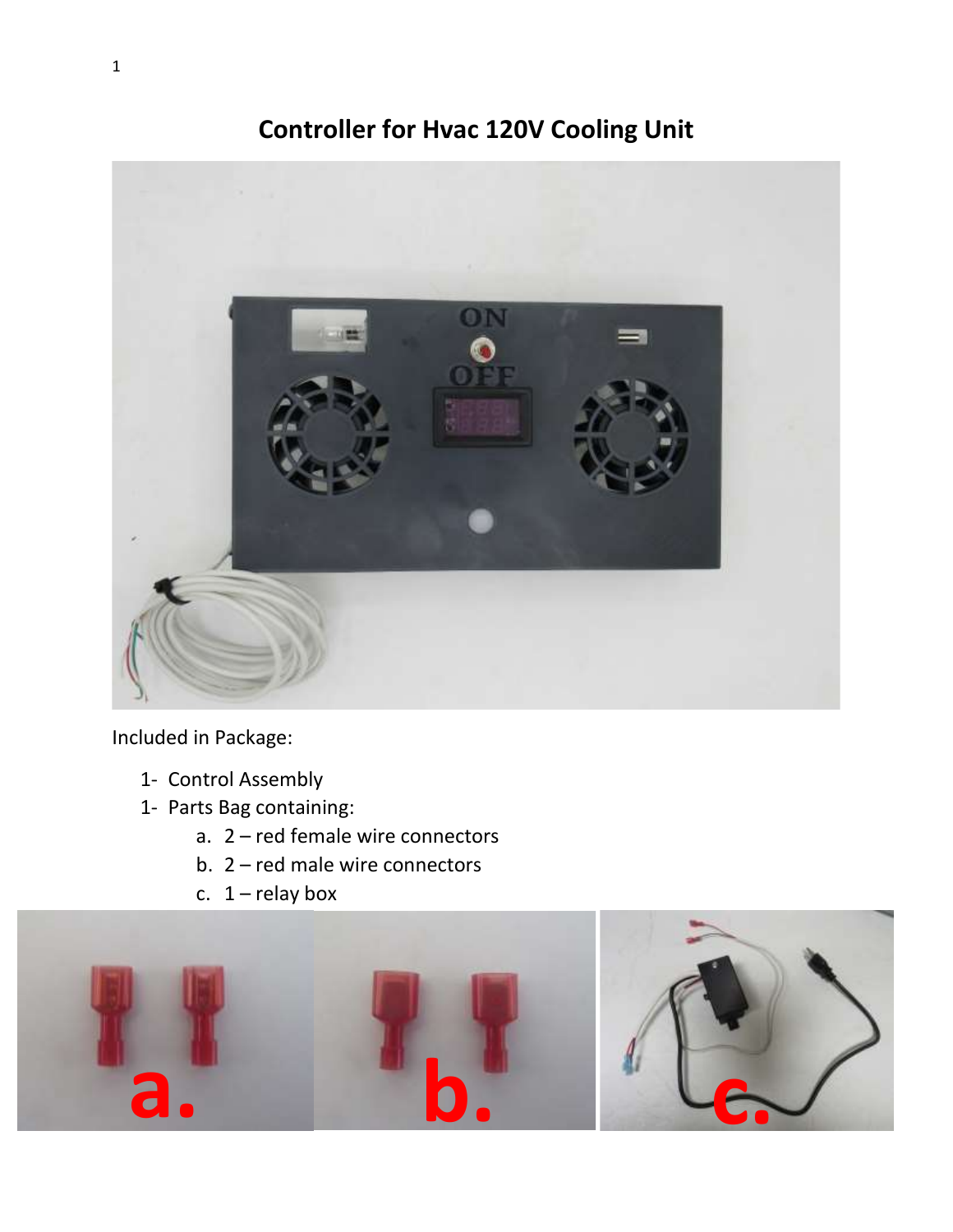# Controller for Hvac 120V Cooling Unit

Included in Package:

1- Control Assembly
1- Parts Bag containing:
   a. 2 – red female wire connectors
   b. 2 – red male wire connectors
   c. 1 – relay box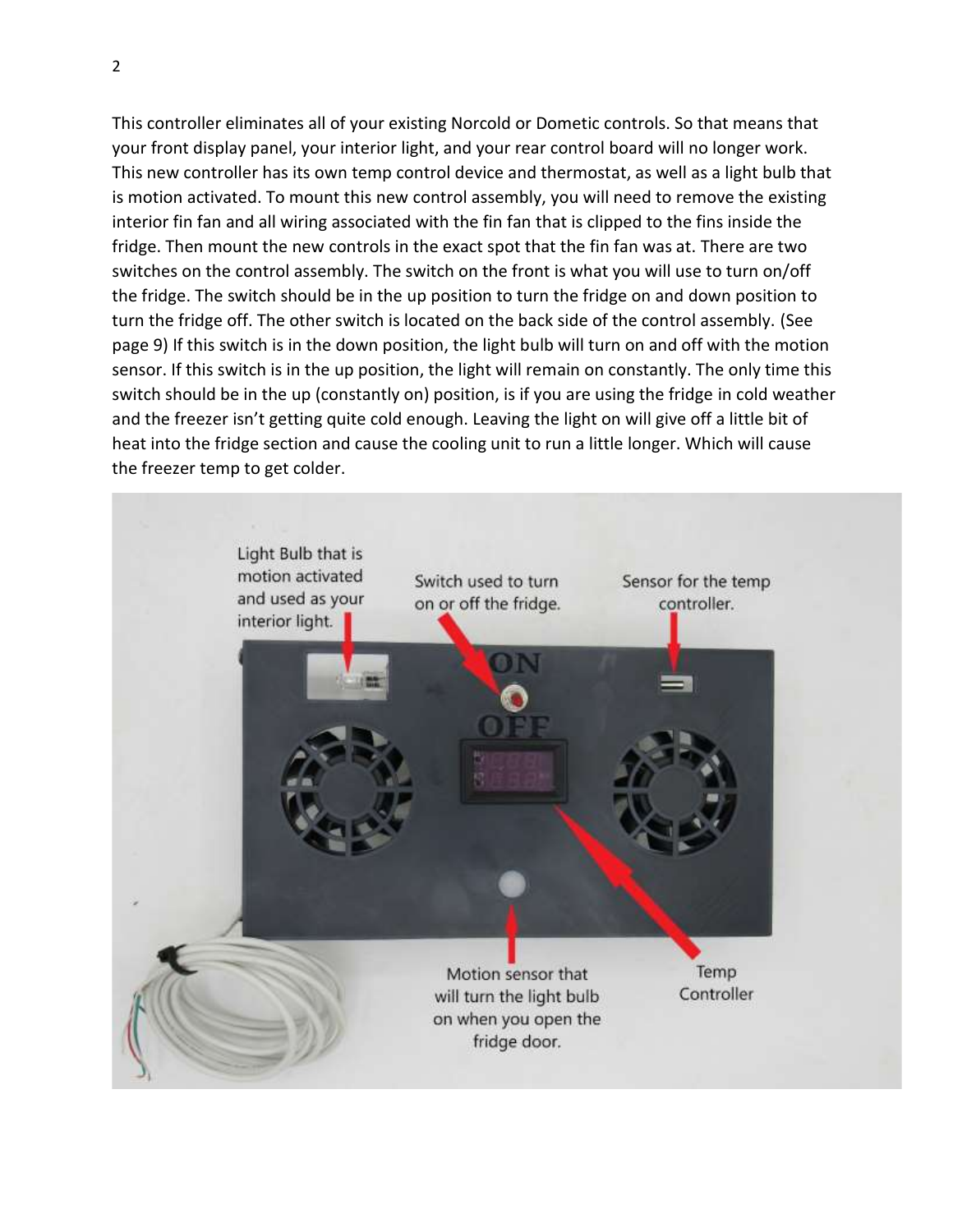This controller eliminates all of your existing Norcold or Dometic controls. So that means that your front display panel, your interior light, and your rear control board will no longer work. This new controller has its own temp control device and thermostat, as well as a light bulb that is motion activated. To mount this new control assembly, you will need to remove the existing interior fin fan and all wiring associated with the fin fan that is clipped to the fins inside the fridge. Then mount the new controls in the exact spot that the fin fan was at. There are two switches on the control assembly. The switch on the front is what you will use to turn on/off the fridge. The switch should be in the up position to turn the fridge on and down position to turn the fridge off. The other switch is located on the back side of the control assembly. (See page 9) If this switch is in the down position, the light bulb will turn on and off with the motion sensor. If this switch is in the up position, the light will remain on constantly. The only time this switch should be in the up (constantly on) position, is if you are using the fridge in cold weather and the freezer isn't getting quite cold enough. Leaving the light on will give off a little bit of heat into the fridge section and cause the cooling unit to run a little longer. Which will cause the freezer temp to get colder.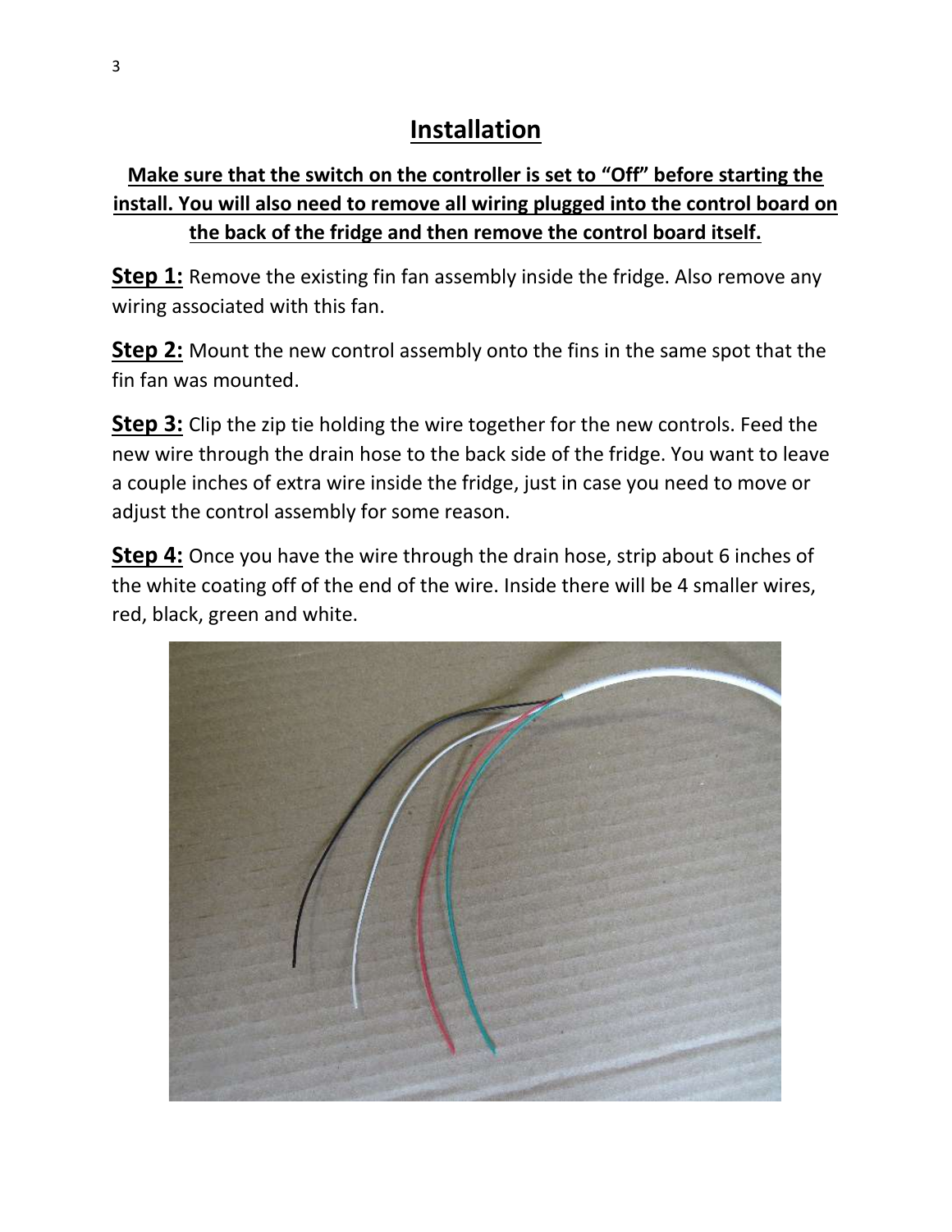# Installation

**Make sure that the switch on the controller is set to "Off" before starting the install. You will also need to remove all wiring plugged into the control board on the back of the fridge and then remove the control board itself.**

**Step 1:** Remove the existing fin fan assembly inside the fridge. Also remove any wiring associated with this fan.

**Step 2:** Mount the new control assembly onto the fins in the same spot that the fin fan was mounted.

**Step 3:** Clip the zip tie holding the wire together for the new controls. Feed the new wire through the drain hose to the back side of the fridge. You want to leave a couple inches of extra wire inside the fridge, just in case you need to move or adjust the control assembly for some reason.

**Step 4:** Once you have the wire through the drain hose, strip about 6 inches of the white coating off of the end of the wire. Inside there will be 4 smaller wires, red, black, green and white.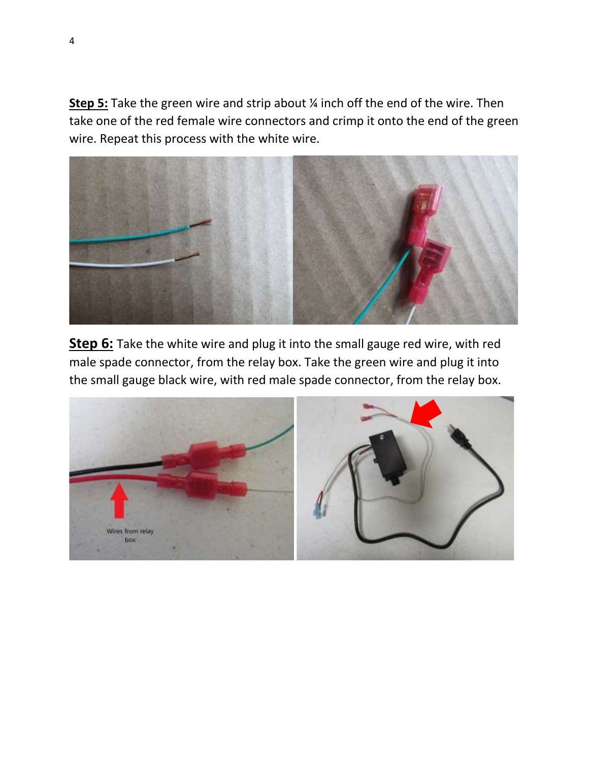**Step 5:** Take the green wire and strip about ¼ inch off the end of the wire. Then take one of the red female wire connectors and crimp it onto the end of the green wire. Repeat this process with the white wire.

**Step 6:** Take the white wire and plug it into the small gauge red wire, with red male spade connector, from the relay box. Take the green wire and plug it into the small gauge black wire, with red male spade connector, from the relay box.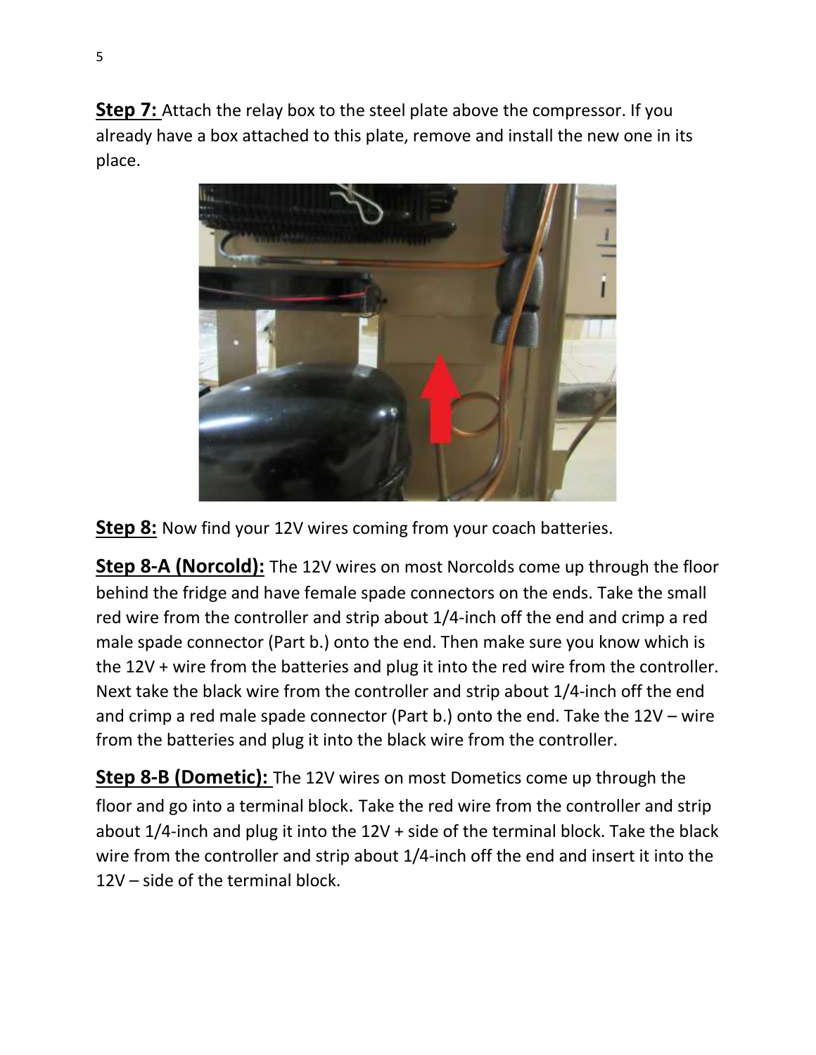**Step 7:** Attach the relay box to the steel plate above the compressor. If you already have a box attached to this plate, remove and install the new one in its place.

**Step 8:** Now find your 12V wires coming from your coach batteries.

**Step 8-A (Norcold):** The 12V wires on most Norcolds come up through the floor behind the fridge and have female spade connectors on the ends. Take the small red wire from the controller and strip about 1/4-inch off the end and crimp a red male spade connector (Part b.) onto the end. Then make sure you know which is the 12V + wire from the batteries and plug it into the red wire from the controller. Next take the black wire from the controller and strip about 1/4-inch off the end and crimp a red male spade connector (Part b.) onto the end. Take the 12V – wire from the batteries and plug it into the black wire from the controller.

**Step 8-B (Dometic):** The 12V wires on most Dometics come up through the floor and go into a terminal block. Take the red wire from the controller and strip about 1/4-inch and plug it into the 12V + side of the terminal block. Take the black wire from the controller and strip about 1/4-inch off the end and insert it into the 12V – side of the terminal block.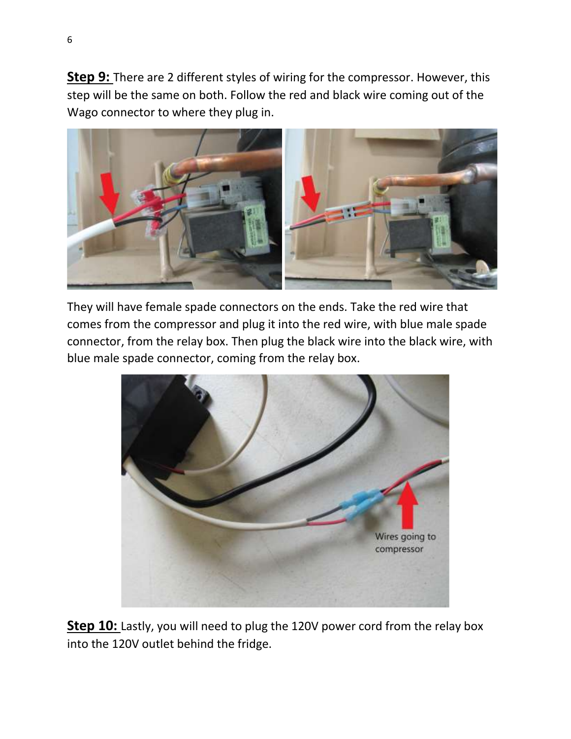**Step 9:** There are 2 different styles of wiring for the compressor. However, this step will be the same on both. Follow the red and black wire coming out of the Wago connector to where they plug in.

They will have female spade connectors on the ends. Take the red wire that comes from the compressor and plug it into the red wire, with blue male spade connector, from the relay box. Then plug the black wire into the black wire, with blue male spade connector, coming from the relay box.

**Step 10:** Lastly, you will need to plug the 120V power cord from the relay box into the 120V outlet behind the fridge.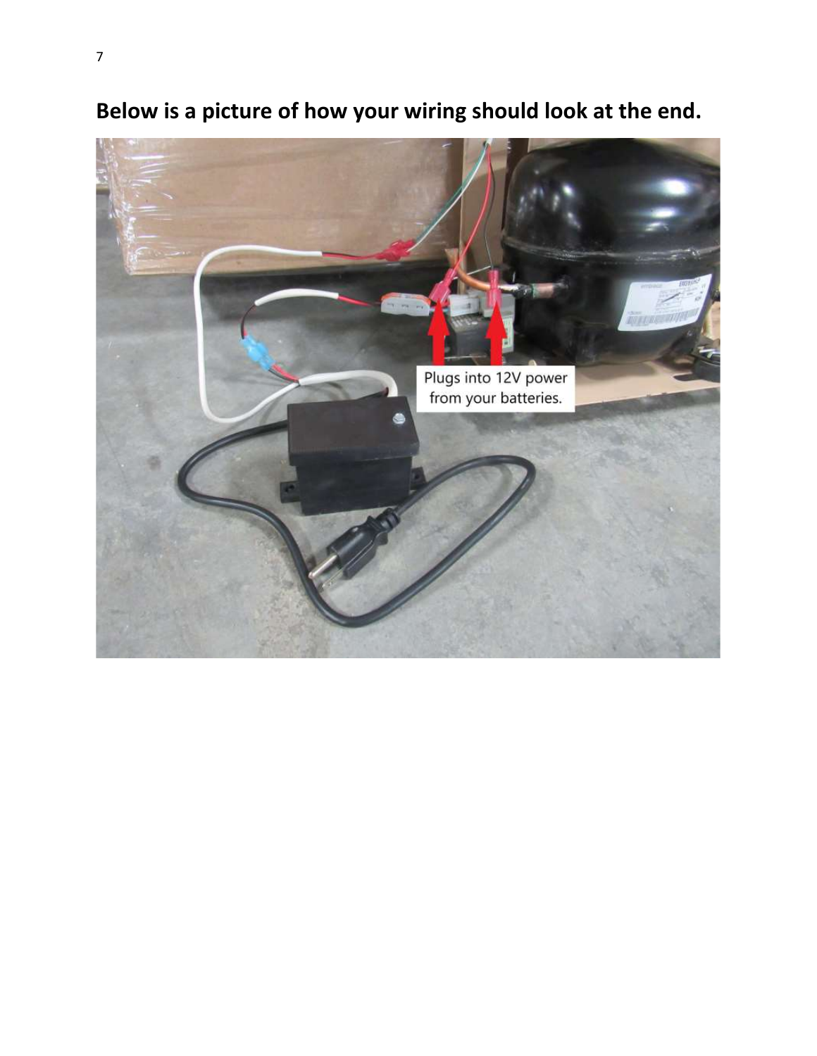**Below is a picture of how your wiring should look at the end.**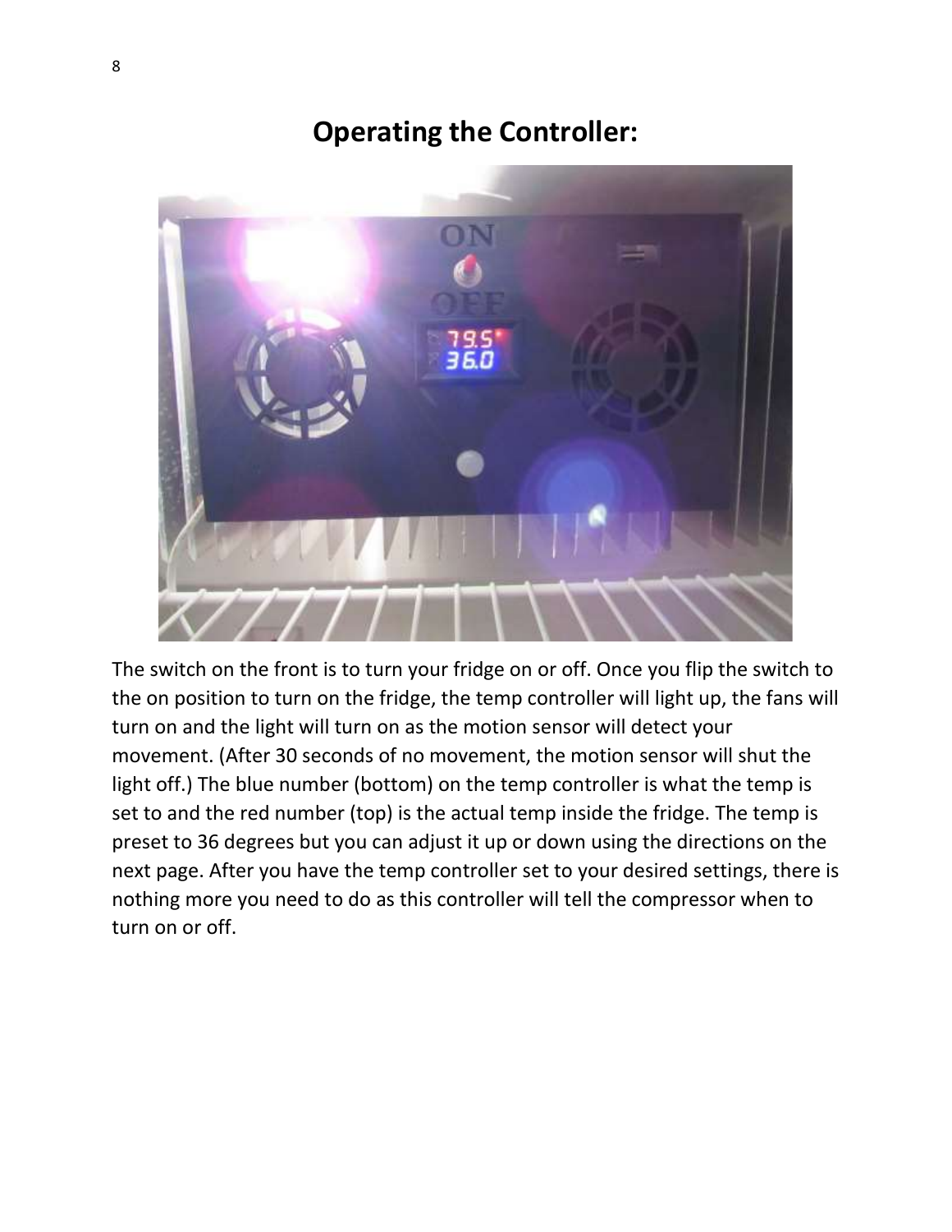# Operating the Controller:

The switch on the front is to turn your fridge on or off. Once you flip the switch to the on position to turn on the fridge, the temp controller will light up, the fans will turn on and the light will turn on as the motion sensor will detect your movement. (After 30 seconds of no movement, the motion sensor will shut the light off.) The blue number (bottom) on the temp controller is what the temp is set to and the red number (top) is the actual temp inside the fridge. The temp is preset to 36 degrees but you can adjust it up or down using the directions on the next page. After you have the temp controller set to your desired settings, there is nothing more you need to do as this controller will tell the compressor when to turn on or off.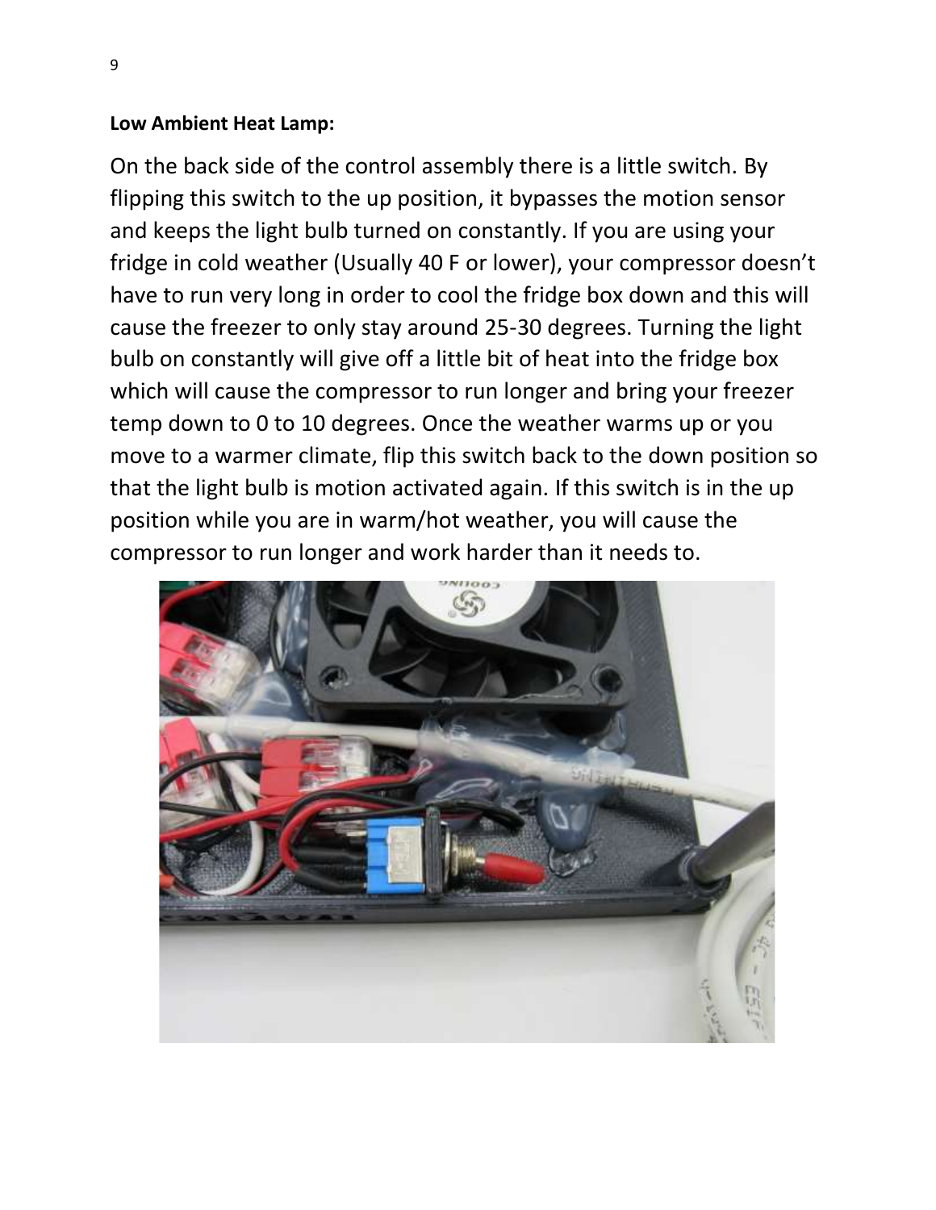**Low Ambient Heat Lamp:**

On the back side of the control assembly there is a little switch. By flipping this switch to the up position, it bypasses the motion sensor and keeps the light bulb turned on constantly. If you are using your fridge in cold weather (Usually 40 F or lower), your compressor doesn't have to run very long in order to cool the fridge box down and this will cause the freezer to only stay around 25-30 degrees. Turning the light bulb on constantly will give off a little bit of heat into the fridge box which will cause the compressor to run longer and bring your freezer temp down to 0 to 10 degrees. Once the weather warms up or you move to a warmer climate, flip this switch back to the down position so that the light bulb is motion activated again. If this switch is in the up position while you are in warm/hot weather, you will cause the compressor to run longer and work harder than it needs to.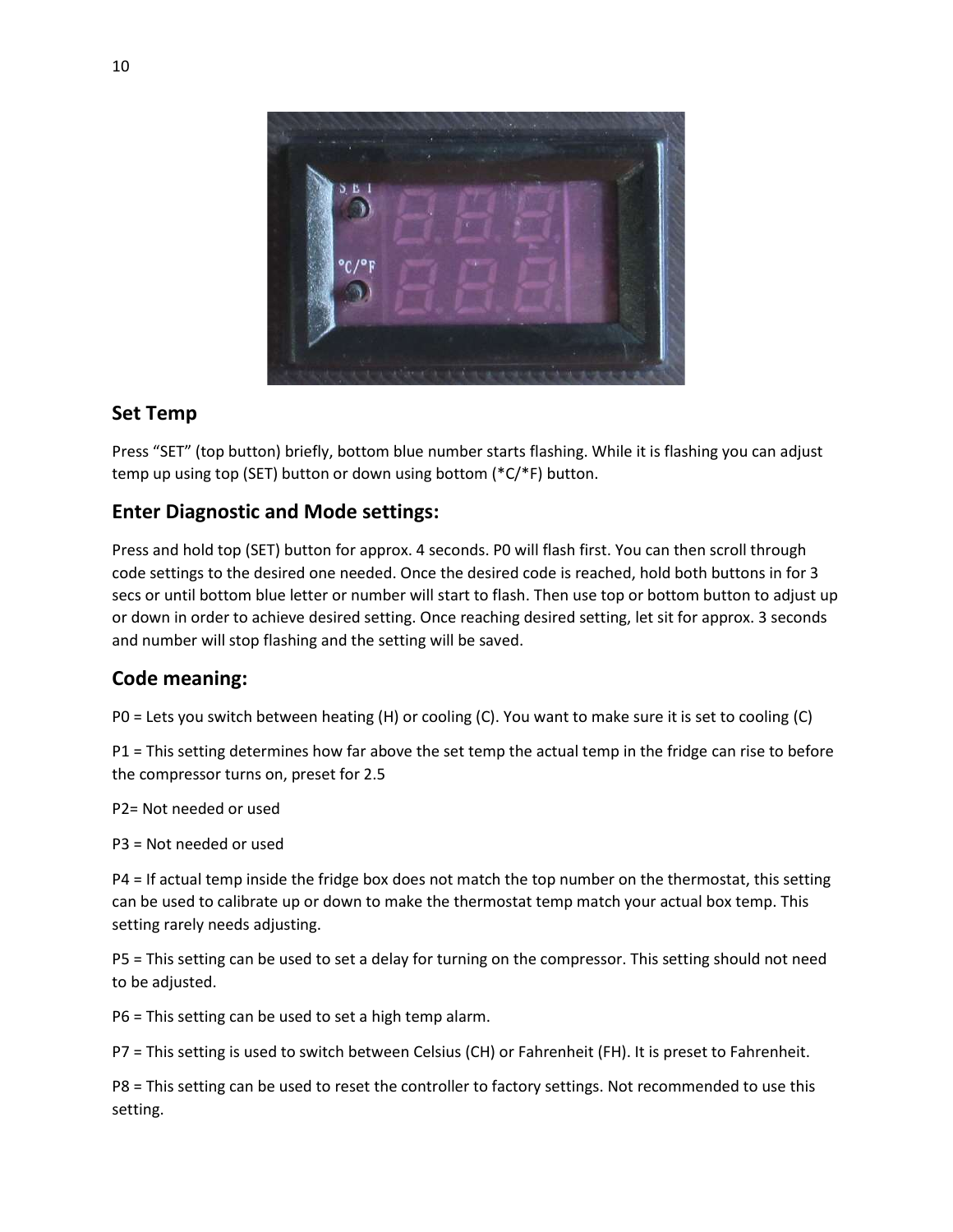## Set Temp

Press “SET” (top button) briefly, bottom blue number starts flashing. While it is flashing you can adjust temp up using top (SET) button or down using bottom (*C/*F) button.

## Enter Diagnostic and Mode settings:

Press and hold top (SET) button for approx. 4 seconds. P0 will flash first. You can then scroll through code settings to the desired one needed. Once the desired code is reached, hold both buttons in for 3 secs or until bottom blue letter or number will start to flash. Then use top or bottom button to adjust up or down in order to achieve desired setting. Once reaching desired setting, let sit for approx. 3 seconds and number will stop flashing and the setting will be saved.

## Code meaning:

P0 = Lets you switch between heating (H) or cooling (C). You want to make sure it is set to cooling (C)

P1 = This setting determines how far above the set temp the actual temp in the fridge can rise to before the compressor turns on, preset for 2.5

P2= Not needed or used

P3 = Not needed or used

P4 = If actual temp inside the fridge box does not match the top number on the thermostat, this setting can be used to calibrate up or down to make the thermostat temp match your actual box temp. This setting rarely needs adjusting.

P5 = This setting can be used to set a delay for turning on the compressor. This setting should not need to be adjusted.

P6 = This setting can be used to set a high temp alarm.

P7 = This setting is used to switch between Celsius (CH) or Fahrenheit (FH). It is preset to Fahrenheit.

P8 = This setting can be used to reset the controller to factory settings. Not recommended to use this setting.